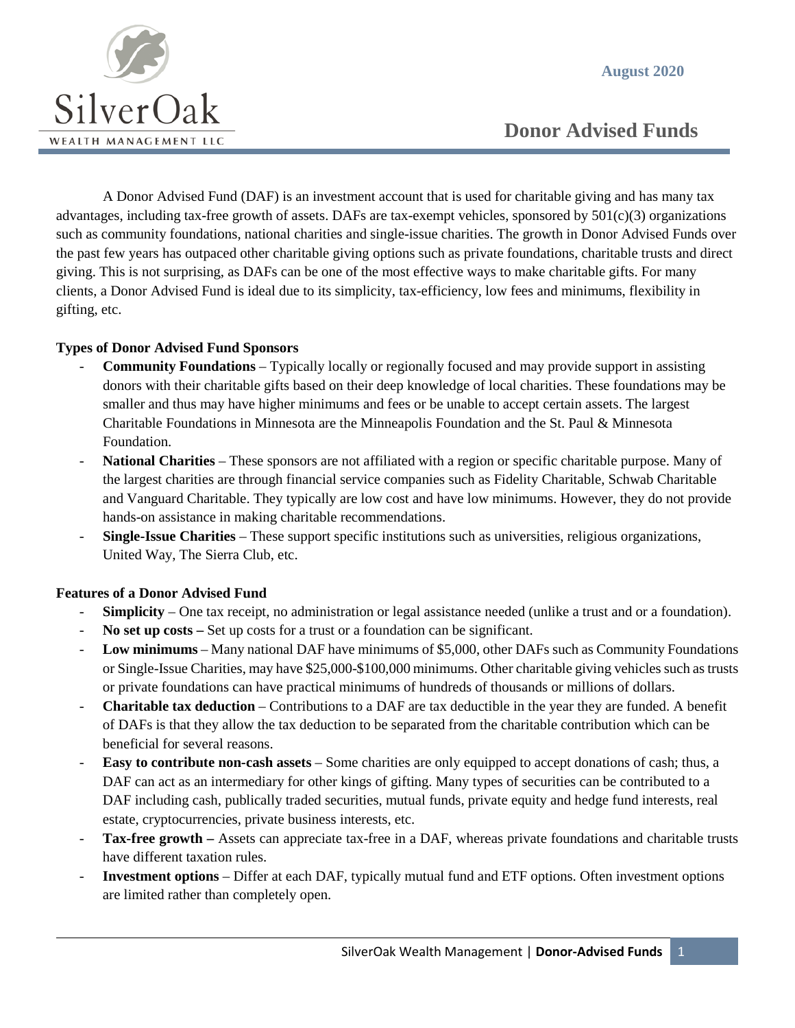SilverOak

WEALTH MANAGEMENT LLC

August 2020

# Donor Advised Funds

A Donor Advised Fund (DAF) is an investment account that is used for charitable giving and has many tax advantages, including tax-free growth of assets. DAFs are tax-exempt vehicles, sponsored by 501(c)(3) organizations such as community foundations, national charities and single-issue charities. The growth in Donor Advised Funds over the past few years has outpaced other charitable giving options such as private foundations, charitable trusts and direct giving. This is not surprising, as DAFs can be one of the most effective ways to make charitable gifts. For many clients, a Donor Advised Fund is ideal due to its simplicity, tax-efficiency, low fees and minimums, flexibility in gifting, etc.

**Types of Donor Advised Fund Sponsors**

- **Community Foundations** – Typically locally or regionally focused and may provide support in assisting donors with their charitable gifts based on their deep knowledge of local charities. These foundations may be smaller and thus may have higher minimums and fees or be unable to accept certain assets. The largest Charitable Foundations in Minnesota are the Minneapolis Foundation and the St. Paul & Minnesota Foundation.
- **National Charities** – These sponsors are not affiliated with a region or specific charitable purpose. Many of the largest charities are through financial service companies such as Fidelity Charitable, Schwab Charitable and Vanguard Charitable. They typically are low cost and have low minimums. However, they do not provide hands-on assistance in making charitable recommendations.
- **Single-Issue Charities** – These support specific institutions such as universities, religious organizations, United Way, The Sierra Club, etc.

**Features of a Donor Advised Fund**

- **Simplicity** – One tax receipt, no administration or legal assistance needed (unlike a trust and or a foundation).
- **No set up costs –** Set up costs for a trust or a foundation can be significant.
- **Low minimums** – Many national DAF have minimums of $5,000, other DAFs such as Community Foundations or Single-Issue Charities, may have $25,000-$100,000 minimums. Other charitable giving vehicles such as trusts or private foundations can have practical minimums of hundreds of thousands or millions of dollars.
- **Charitable tax deduction** – Contributions to a DAF are tax deductible in the year they are funded. A benefit of DAFs is that they allow the tax deduction to be separated from the charitable contribution which can be beneficial for several reasons.
- **Easy to contribute non-cash assets** – Some charities are only equipped to accept donations of cash; thus, a DAF can act as an intermediary for other kings of gifting. Many types of securities can be contributed to a DAF including cash, publically traded securities, mutual funds, private equity and hedge fund interests, real estate, cryptocurrencies, private business interests, etc.
- **Tax-free growth –** Assets can appreciate tax-free in a DAF, whereas private foundations and charitable trusts have different taxation rules.
- **Investment options** – Differ at each DAF, typically mutual fund and ETF options. Often investment options are limited rather than completely open.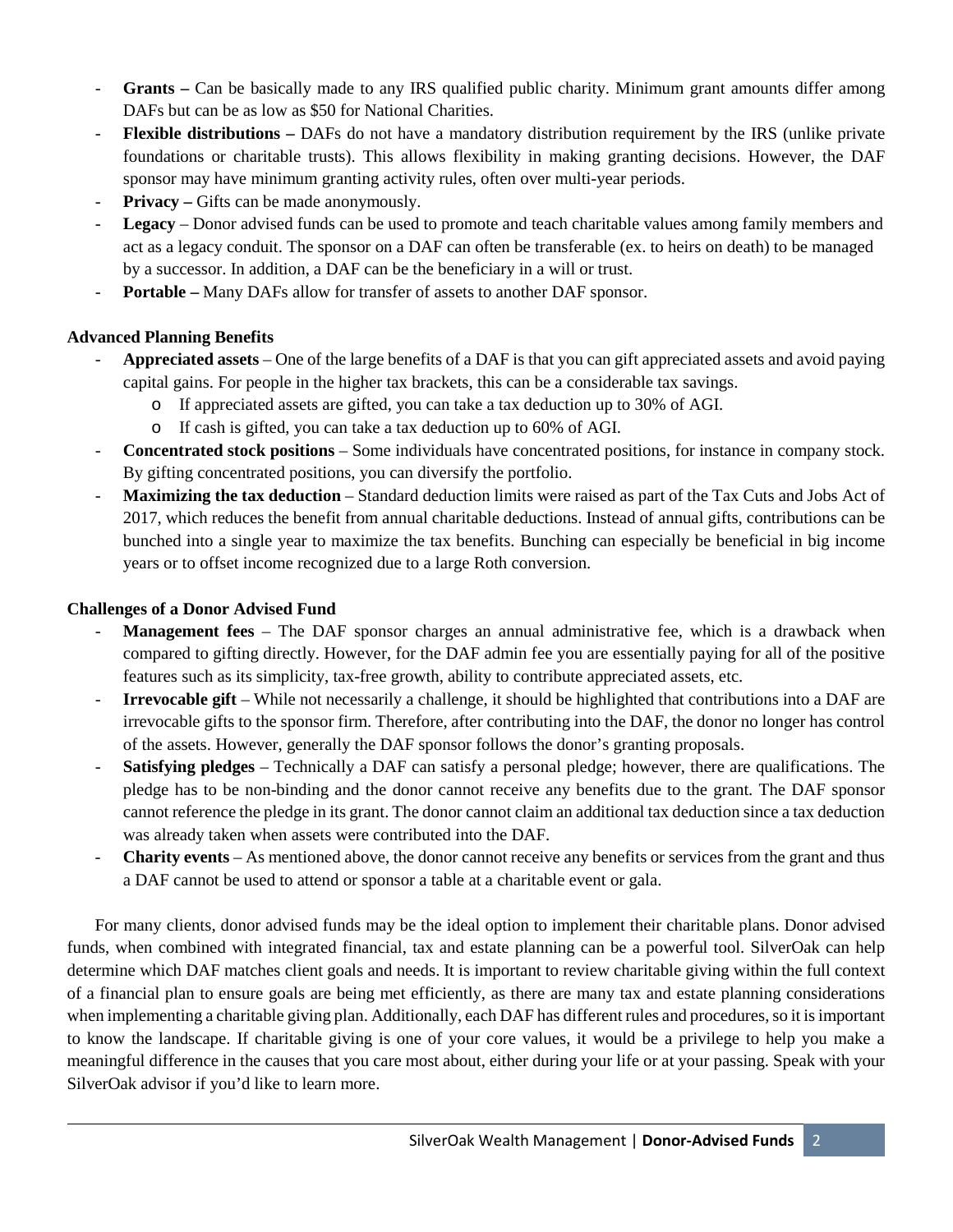- **Grants –** Can be basically made to any IRS qualified public charity. Minimum grant amounts differ among DAFs but can be as low as $50 for National Charities.
- **Flexible distributions –** DAFs do not have a mandatory distribution requirement by the IRS (unlike private foundations or charitable trusts). This allows flexibility in making granting decisions. However, the DAF sponsor may have minimum granting activity rules, often over multi-year periods.
- **Privacy –** Gifts can be made anonymously.
- **Legacy** – Donor advised funds can be used to promote and teach charitable values among family members and act as a legacy conduit. The sponsor on a DAF can often be transferable (ex. to heirs on death) to be managed by a successor. In addition, a DAF can be the beneficiary in a will or trust.
- **Portable –** Many DAFs allow for transfer of assets to another DAF sponsor.

**Advanced Planning Benefits**

- **Appreciated assets** – One of the large benefits of a DAF is that you can gift appreciated assets and avoid paying capital gains. For people in the higher tax brackets, this can be a considerable tax savings.
  - If appreciated assets are gifted, you can take a tax deduction up to 30% of AGI.
  - If cash is gifted, you can take a tax deduction up to 60% of AGI.
- **Concentrated stock positions** – Some individuals have concentrated positions, for instance in company stock. By gifting concentrated positions, you can diversify the portfolio.
- **Maximizing the tax deduction** – Standard deduction limits were raised as part of the Tax Cuts and Jobs Act of 2017, which reduces the benefit from annual charitable deductions. Instead of annual gifts, contributions can be bunched into a single year to maximize the tax benefits. Bunching can especially be beneficial in big income years or to offset income recognized due to a large Roth conversion.

**Challenges of a Donor Advised Fund**

- **Management fees** – The DAF sponsor charges an annual administrative fee, which is a drawback when compared to gifting directly. However, for the DAF admin fee you are essentially paying for all of the positive features such as its simplicity, tax-free growth, ability to contribute appreciated assets, etc.
- **Irrevocable gift** – While not necessarily a challenge, it should be highlighted that contributions into a DAF are irrevocable gifts to the sponsor firm. Therefore, after contributing into the DAF, the donor no longer has control of the assets. However, generally the DAF sponsor follows the donor's granting proposals.
- **Satisfying pledges** – Technically a DAF can satisfy a personal pledge; however, there are qualifications. The pledge has to be non-binding and the donor cannot receive any benefits due to the grant. The DAF sponsor cannot reference the pledge in its grant. The donor cannot claim an additional tax deduction since a tax deduction was already taken when assets were contributed into the DAF.
- **Charity events** – As mentioned above, the donor cannot receive any benefits or services from the grant and thus a DAF cannot be used to attend or sponsor a table at a charitable event or gala.

For many clients, donor advised funds may be the ideal option to implement their charitable plans. Donor advised funds, when combined with integrated financial, tax and estate planning can be a powerful tool. SilverOak can help determine which DAF matches client goals and needs. It is important to review charitable giving within the full context of a financial plan to ensure goals are being met efficiently, as there are many tax and estate planning considerations when implementing a charitable giving plan. Additionally, each DAF has different rules and procedures, so it is important to know the landscape. If charitable giving is one of your core values, it would be a privilege to help you make a meaningful difference in the causes that you care most about, either during your life or at your passing. Speak with your SilverOak advisor if you'd like to learn more.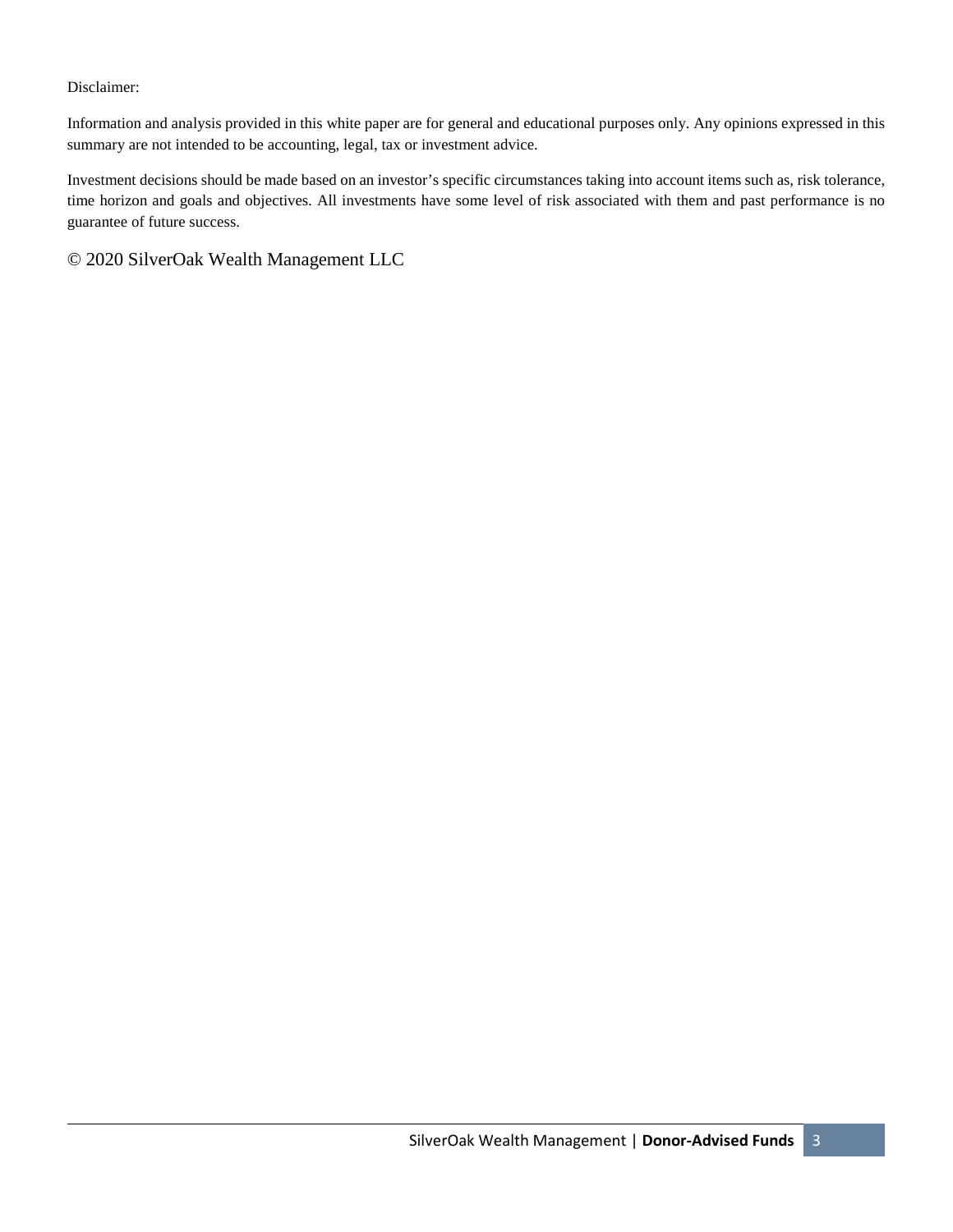Disclaimer:

Information and analysis provided in this white paper are for general and educational purposes only. Any opinions expressed in this summary are not intended to be accounting, legal, tax or investment advice.

Investment decisions should be made based on an investor's specific circumstances taking into account items such as, risk tolerance, time horizon and goals and objectives. All investments have some level of risk associated with them and past performance is no guarantee of future success.

© 2020 SilverOak Wealth Management LLC